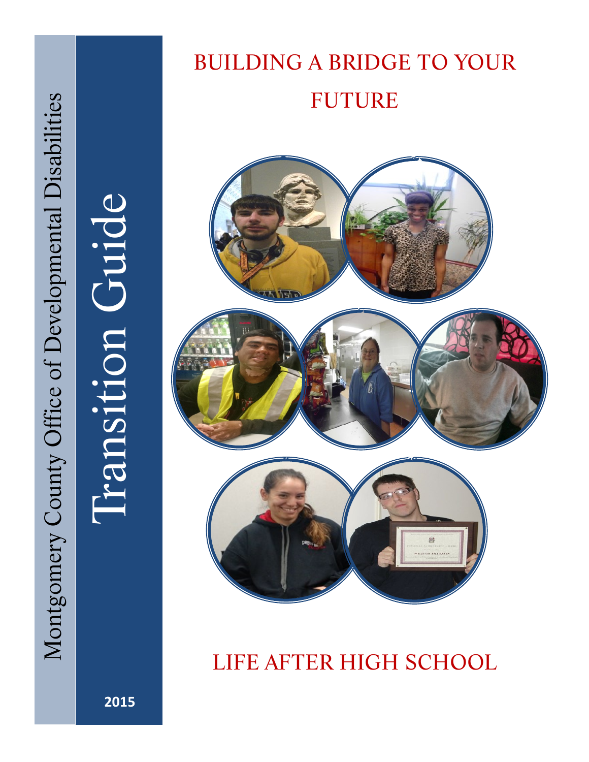Montgomery County Office of Developmental Disabilities

# Transition Guide

2015

# BUILDING A BRIDGE TO YOUR FUTURE

# LIFE AFTER HIGH SCHOOL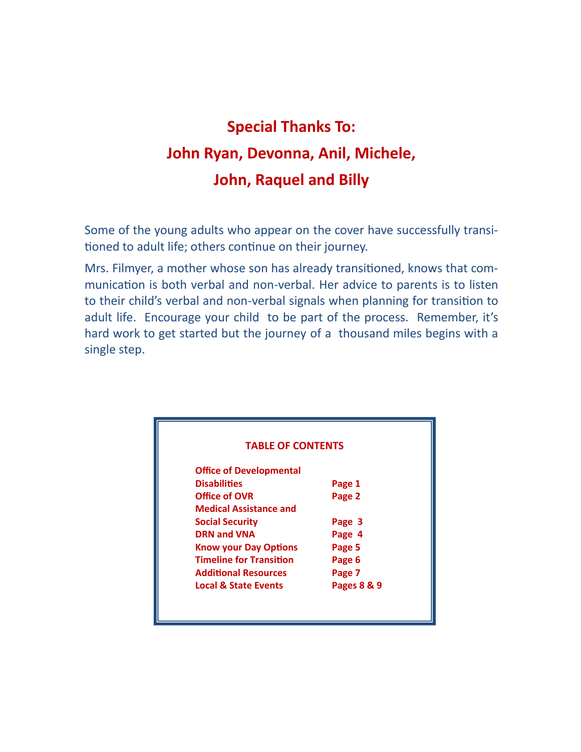## Special Thanks To:
## John Ryan, Devonna, Anil, Michele, John, Raquel and Billy

Some of the young adults who appear on the cover have successfully transitioned to adult life; others continue on their journey.

Mrs. Filmyer, a mother whose son has already transitioned, knows that communication is both verbal and non-verbal. Her advice to parents is to listen to their child's verbal and non-verbal signals when planning for transition to adult life. Encourage your child to be part of the process. Remember, it's hard work to get started but the journey of a thousand miles begins with a single step.

### TABLE OF CONTENTS

| | |
|---|---|
| Office of Developmental Disabilities | Page 1 |
| Office of OVR | Page 2 |
| Medical Assistance and Social Security | Page 3 |
| DRN and VNA | Page 4 |
| Know your Day Options | Page 5 |
| Timeline for Transition | Page 6 |
| Additional Resources | Page 7 |
| Local & State Events | Pages 8 & 9 |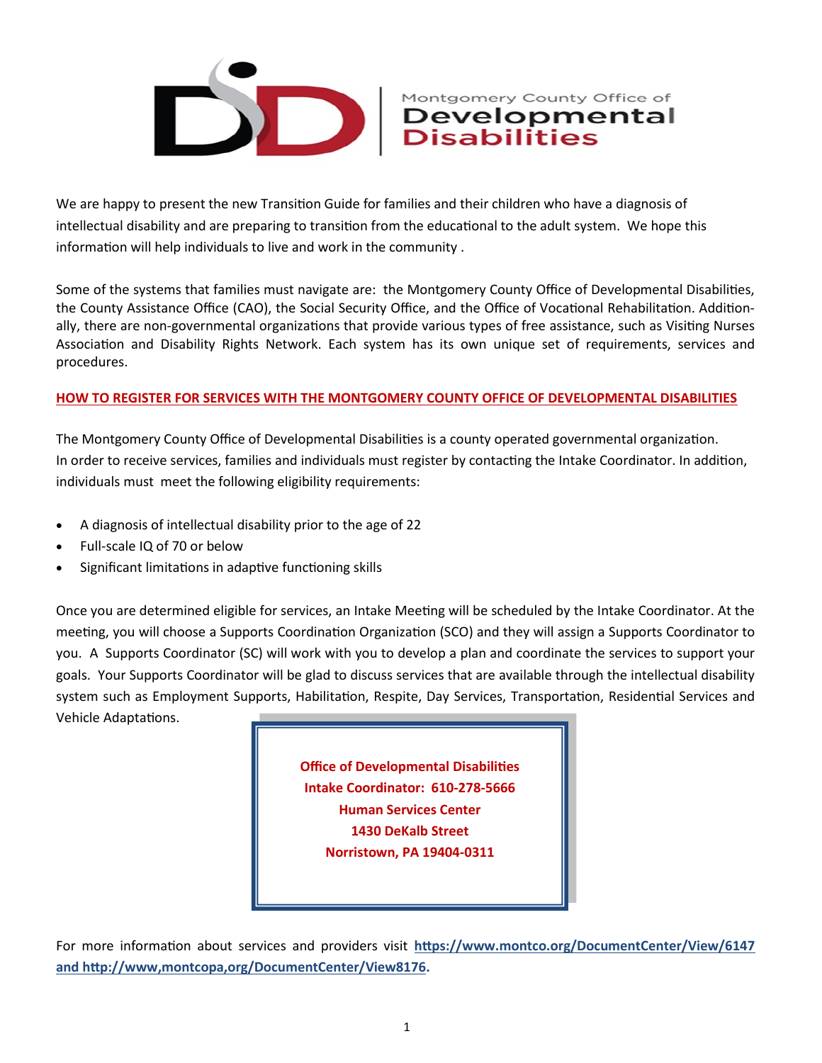Montgomery County Office of **Developmental Disabilities**

We are happy to present the new Transition Guide for families and their children who have a diagnosis of intellectual disability and are preparing to transition from the educational to the adult system. We hope this information will help individuals to live and work in the community .

Some of the systems that families must navigate are: the Montgomery County Office of Developmental Disabilities, the County Assistance Office (CAO), the Social Security Office, and the Office of Vocational Rehabilitation. Additionally, there are non-governmental organizations that provide various types of free assistance, such as Visiting Nurses Association and Disability Rights Network. Each system has its own unique set of requirements, services and procedures.

## HOW TO REGISTER FOR SERVICES WITH THE MONTGOMERY COUNTY OFFICE OF DEVELOPMENTAL DISABILITIES

The Montgomery County Office of Developmental Disabilities is a county operated governmental organization. In order to receive services, families and individuals must register by contacting the Intake Coordinator. In addition, individuals must meet the following eligibility requirements:

- A diagnosis of intellectual disability prior to the age of 22
- Full-scale IQ of 70 or below
- Significant limitations in adaptive functioning skills

Once you are determined eligible for services, an Intake Meeting will be scheduled by the Intake Coordinator. At the meeting, you will choose a Supports Coordination Organization (SCO) and they will assign a Supports Coordinator to you. A Supports Coordinator (SC) will work with you to develop a plan and coordinate the services to support your goals. Your Supports Coordinator will be glad to discuss services that are available through the intellectual disability system such as Employment Supports, Habilitation, Respite, Day Services, Transportation, Residential Services and Vehicle Adaptations.

**Office of Developmental Disabilities**
**Intake Coordinator: 610-278-5666**
**Human Services Center**
**1430 DeKalb Street**
**Norristown, PA 19404-0311**

For more information about services and providers visit **https://www.montco.org/DocumentCenter/View/6147 and http://www,montcopa,org/DocumentCenter/View8176.**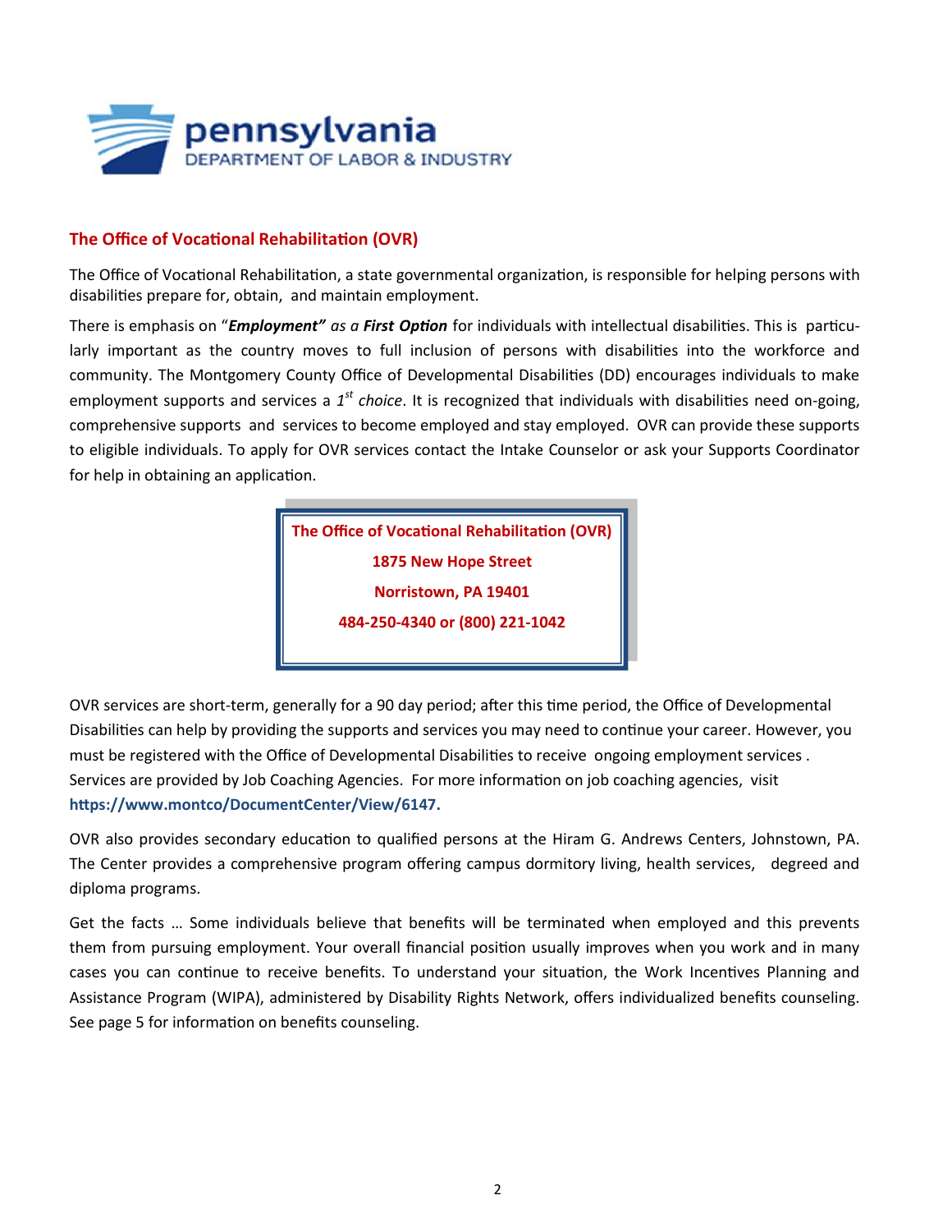pennsylvania
DEPARTMENT OF LABOR & INDUSTRY

## The Office of Vocational Rehabilitation (OVR)

The Office of Vocational Rehabilitation, a state governmental organization, is responsible for helping persons with disabilities prepare for, obtain, and maintain employment.

There is emphasis on "***Employment"*** *as a* ***First Option*** for individuals with intellectual disabilities. This is particularly important as the country moves to full inclusion of persons with disabilities into the workforce and community. The Montgomery County Office of Developmental Disabilities (DD) encourages individuals to make employment supports and services a *1st choice*. It is recognized that individuals with disabilities need on-going, comprehensive supports and services to become employed and stay employed. OVR can provide these supports to eligible individuals. To apply for OVR services contact the Intake Counselor or ask your Supports Coordinator for help in obtaining an application.

**The Office of Vocational Rehabilitation (OVR)**
**1875 New Hope Street**
**Norristown, PA 19401**
**484-250-4340 or (800) 221-1042**

OVR services are short-term, generally for a 90 day period; after this time period, the Office of Developmental Disabilities can help by providing the supports and services you may need to continue your career. However, you must be registered with the Office of Developmental Disabilities to receive ongoing employment services . Services are provided by Job Coaching Agencies. For more information on job coaching agencies, visit **https://www.montco/DocumentCenter/View/6147.**

OVR also provides secondary education to qualified persons at the Hiram G. Andrews Centers, Johnstown, PA. The Center provides a comprehensive program offering campus dormitory living, health services, degreed and diploma programs.

Get the facts … Some individuals believe that benefits will be terminated when employed and this prevents them from pursuing employment. Your overall financial position usually improves when you work and in many cases you can continue to receive benefits. To understand your situation, the Work Incentives Planning and Assistance Program (WIPA), administered by Disability Rights Network, offers individualized benefits counseling. See page 5 for information on benefits counseling.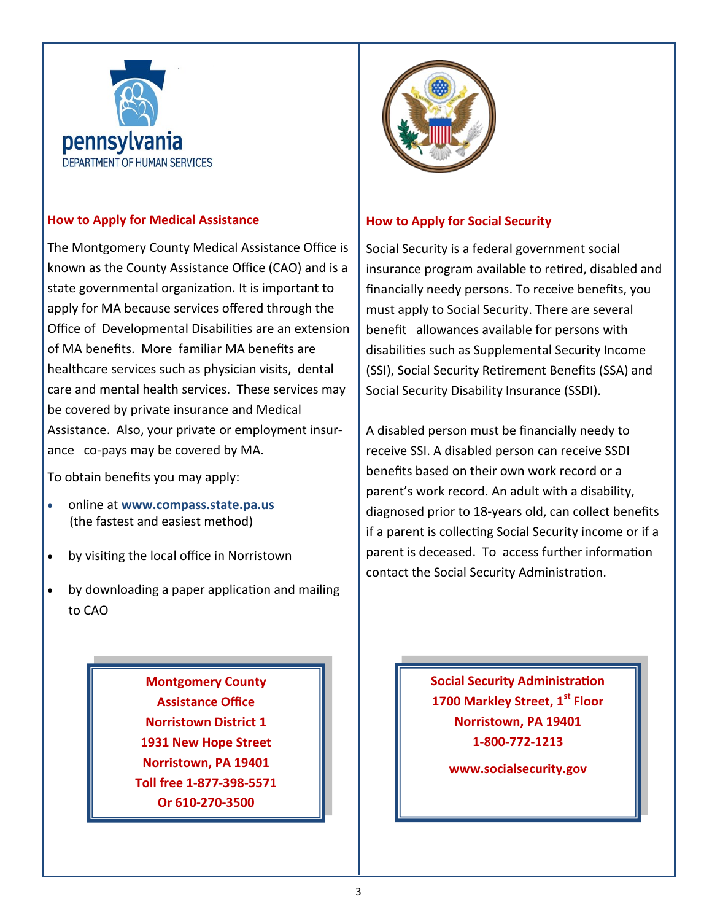pennsylvania
DEPARTMENT OF HUMAN SERVICES

## How to Apply for Medical Assistance

The Montgomery County Medical Assistance Office is known as the County Assistance Office (CAO) and is a state governmental organization. It is important to apply for MA because services offered through the Office of Developmental Disabilities are an extension of MA benefits. More familiar MA benefits are healthcare services such as physician visits, dental care and mental health services. These services may be covered by private insurance and Medical Assistance. Also, your private or employment insurance co-pays may be covered by MA.

To obtain benefits you may apply:

- online at **www.compass.state.pa.us** (the fastest and easiest method)
- by visiting the local office in Norristown
- by downloading a paper application and mailing to CAO

**Montgomery County**
**Assistance Office**
**Norristown District 1**
**1931 New Hope Street**
**Norristown, PA 19401**
**Toll free 1-877-398-5571**
**Or 610-270-3500**

## How to Apply for Social Security

Social Security is a federal government social insurance program available to retired, disabled and financially needy persons. To receive benefits, you must apply to Social Security. There are several benefit allowances available for persons with disabilities such as Supplemental Security Income (SSI), Social Security Retirement Benefits (SSA) and Social Security Disability Insurance (SSDI).

A disabled person must be financially needy to receive SSI. A disabled person can receive SSDI benefits based on their own work record or a parent's work record. An adult with a disability, diagnosed prior to 18-years old, can collect benefits if a parent is collecting Social Security income or if a parent is deceased. To access further information contact the Social Security Administration.

**Social Security Administration**
**1700 Markley Street, 1st Floor**
**Norristown, PA 19401**
**1-800-772-1213**

**www.socialsecurity.gov**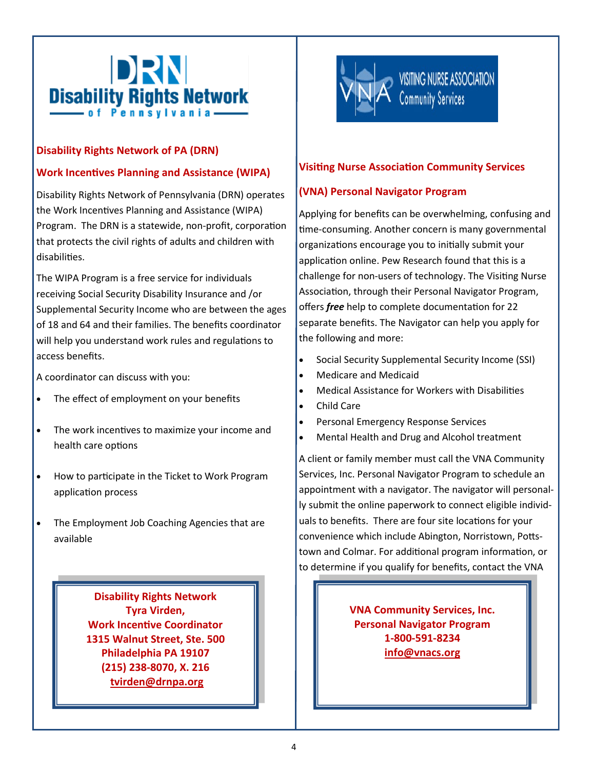## Disability Rights Network of PA (DRN)

## Work Incentives Planning and Assistance (WIPA)

Disability Rights Network of Pennsylvania (DRN) operates the Work Incentives Planning and Assistance (WIPA) Program. The DRN is a statewide, non-profit, corporation that protects the civil rights of adults and children with disabilities.

The WIPA Program is a free service for individuals receiving Social Security Disability Insurance and /or Supplemental Security Income who are between the ages of 18 and 64 and their families. The benefits coordinator will help you understand work rules and regulations to access benefits.

A coordinator can discuss with you:

- The effect of employment on your benefits
- The work incentives to maximize your income and health care options
- How to participate in the Ticket to Work Program application process
- The Employment Job Coaching Agencies that are available

**Disability Rights Network**
**Tyra Virden,**
**Work Incentive Coordinator**
**1315 Walnut Street, Ste. 500**
**Philadelphia PA 19107**
**(215) 238-8070, X. 216**
**tvirden@drnpa.org**

## Visiting Nurse Association Community Services (VNA) Personal Navigator Program

Applying for benefits can be overwhelming, confusing and time-consuming. Another concern is many governmental organizations encourage you to initially submit your application online. Pew Research found that this is a challenge for non-users of technology. The Visiting Nurse Association, through their Personal Navigator Program, offers ***free*** help to complete documentation for 22 separate benefits. The Navigator can help you apply for the following and more:

- Social Security Supplemental Security Income (SSI)
- Medicare and Medicaid
- Medical Assistance for Workers with Disabilities
- Child Care
- Personal Emergency Response Services
- Mental Health and Drug and Alcohol treatment

A client or family member must call the VNA Community Services, Inc. Personal Navigator Program to schedule an appointment with a navigator. The navigator will personally submit the online paperwork to connect eligible individuals to benefits. There are four site locations for your convenience which include Abington, Norristown, Pottstown and Colmar. For additional program information, or to determine if you qualify for benefits, contact the VNA

**VNA Community Services, Inc.**
**Personal Navigator Program**
**1-800-591-8234**
**info@vnacs.org**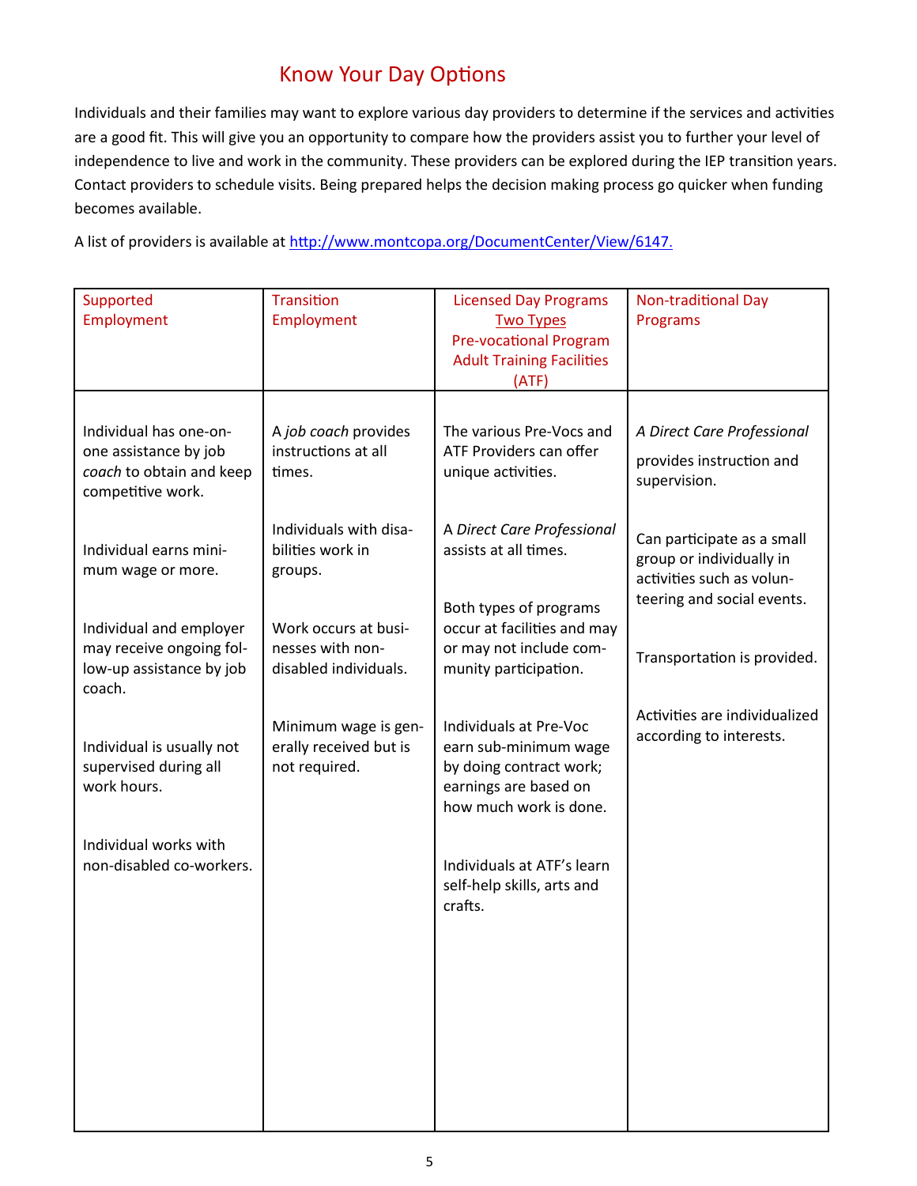# Know Your Day Options

Individuals and their families may want to explore various day providers to determine if the services and activities are a good fit. This will give you an opportunity to compare how the providers assist you to further your level of independence to live and work in the community. These providers can be explored during the IEP transition years. Contact providers to schedule visits. Being prepared helps the decision making process go quicker when funding becomes available.

A list of providers is available at http://www.montcopa.org/DocumentCenter/View/6147.

| Supported Employment | Transition Employment | Licensed Day Programs <u>Two Types</u> Pre-vocational Program Adult Training Facilities (ATF) | Non-traditional Day Programs |
|---|---|---|---|
| Individual has one-on-one assistance by job *coach* to obtain and keep competitive work.<br><br>Individual earns minimum wage or more.<br><br>Individual and employer may receive ongoing follow-up assistance by job coach.<br><br>Individual is usually not supervised during all work hours.<br><br>Individual works with non-disabled co-workers. | A *job coach* provides instructions at all times.<br><br>Individuals with disabilities work in groups.<br><br>Work occurs at businesses with non-disabled individuals.<br><br>Minimum wage is generally received but is not required. | The various Pre-Vocs and ATF Providers can offer unique activities.<br><br>A *Direct Care Professional* assists at all times.<br><br>Both types of programs occur at facilities and may or may not include community participation.<br><br>Individuals at Pre-Voc earn sub-minimum wage by doing contract work; earnings are based on how much work is done.<br><br>Individuals at ATF's learn self-help skills, arts and crafts. | *A Direct Care Professional* provides instruction and supervision.<br><br>Can participate as a small group or individually in activities such as volunteering and social events.<br><br>Transportation is provided.<br><br>Activities are individualized according to interests. |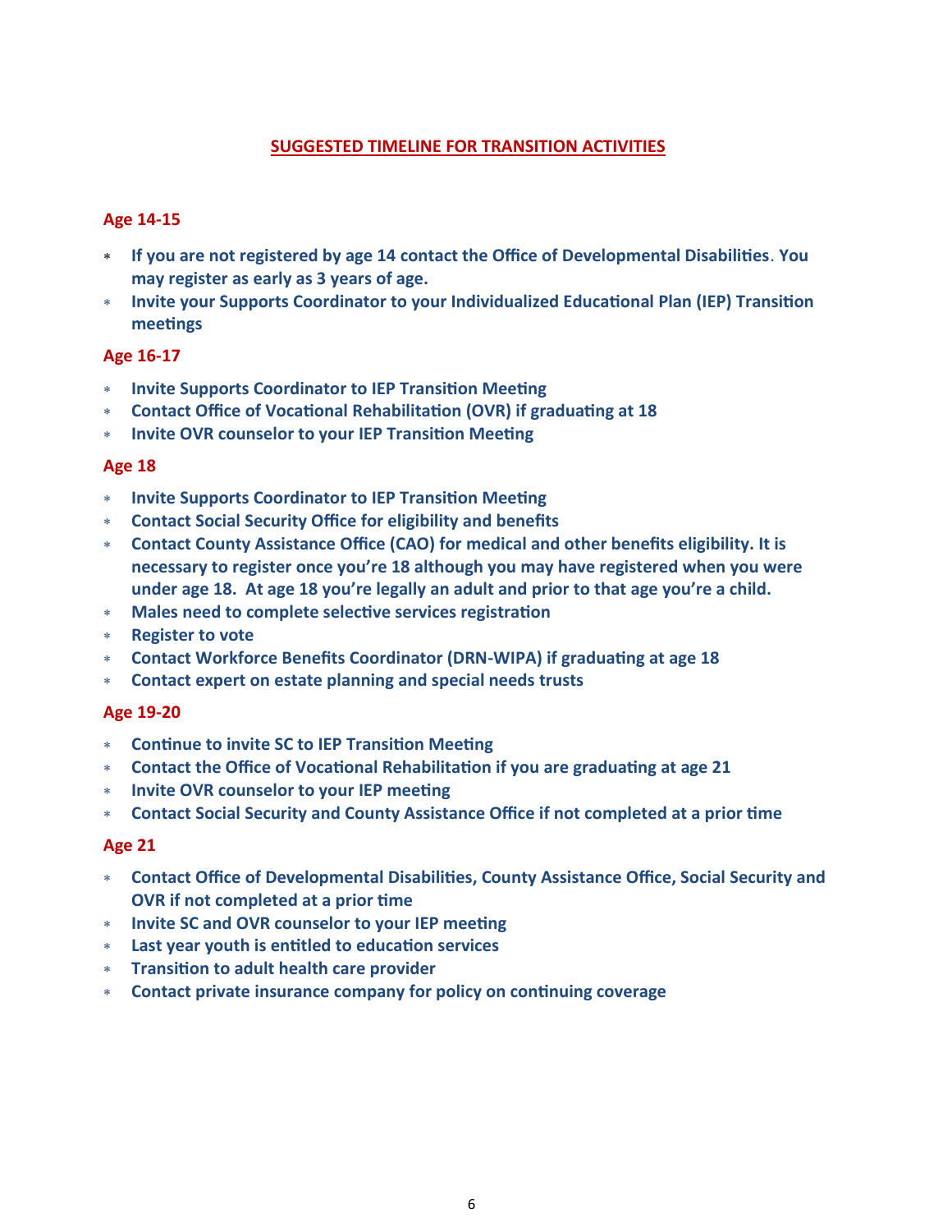## SUGGESTED TIMELINE FOR TRANSITION ACTIVITIES

### Age 14-15

- If you are not registered by age 14 contact the Office of Developmental Disabilities. You may register as early as 3 years of age.
- Invite your Supports Coordinator to your Individualized Educational Plan (IEP) Transition meetings

### Age 16-17

- Invite Supports Coordinator to IEP Transition Meeting
- Contact Office of Vocational Rehabilitation (OVR) if graduating at 18
- Invite OVR counselor to your IEP Transition Meeting

### Age 18

- Invite Supports Coordinator to IEP Transition Meeting
- Contact Social Security Office for eligibility and benefits
- Contact County Assistance Office (CAO) for medical and other benefits eligibility. It is necessary to register once you're 18 although you may have registered when you were under age 18. At age 18 you're legally an adult and prior to that age you're a child.
- Males need to complete selective services registration
- Register to vote
- Contact Workforce Benefits Coordinator (DRN-WIPA) if graduating at age 18
- Contact expert on estate planning and special needs trusts

### Age 19-20

- Continue to invite SC to IEP Transition Meeting
- Contact the Office of Vocational Rehabilitation if you are graduating at age 21
- Invite OVR counselor to your IEP meeting
- Contact Social Security and County Assistance Office if not completed at a prior time

### Age 21

- Contact Office of Developmental Disabilities, County Assistance Office, Social Security and OVR if not completed at a prior time
- Invite SC and OVR counselor to your IEP meeting
- Last year youth is entitled to education services
- Transition to adult health care provider
- Contact private insurance company for policy on continuing coverage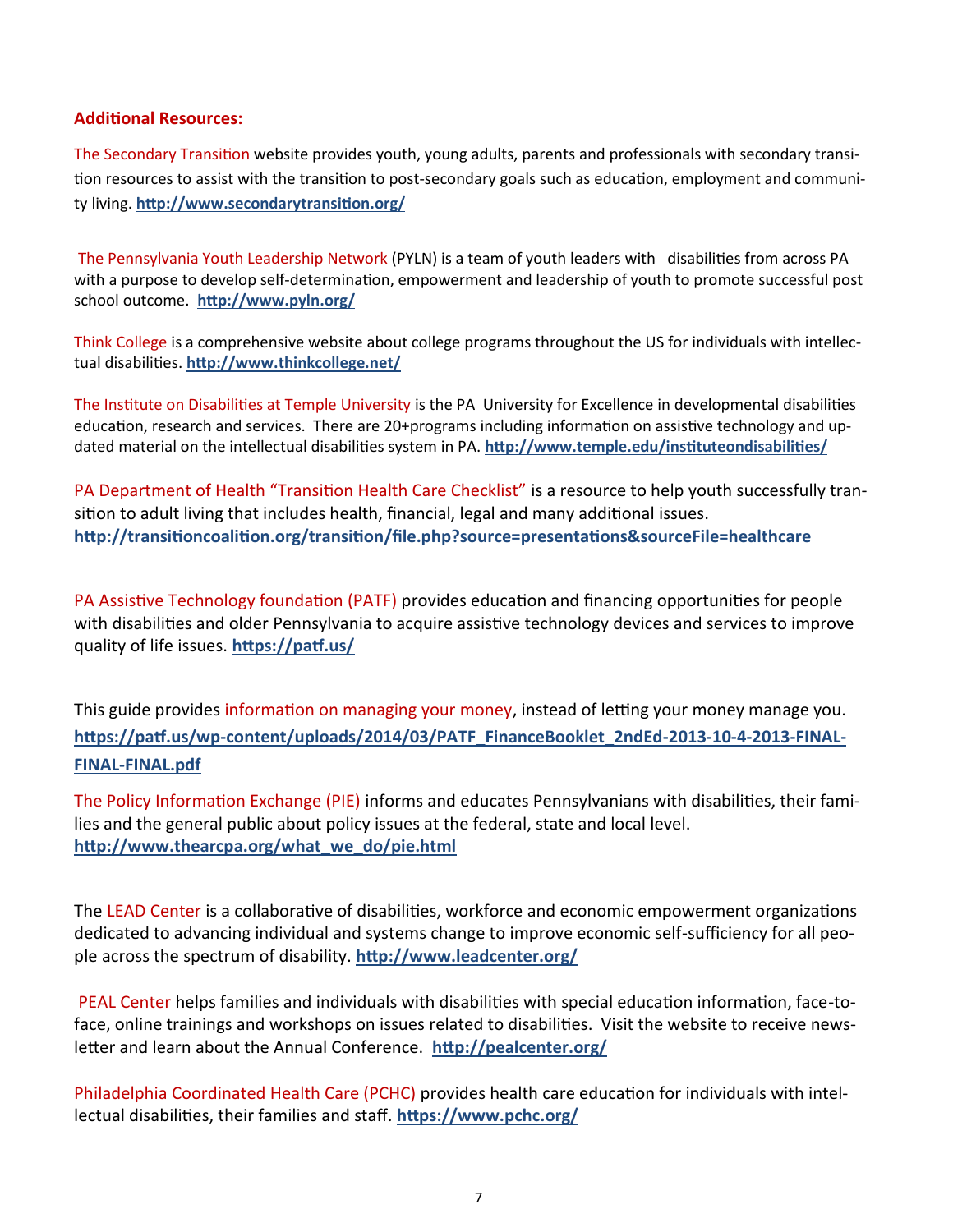**Additional Resources:**

The Secondary Transition website provides youth, young adults, parents and professionals with secondary transition resources to assist with the transition to post-secondary goals such as education, employment and community living. **http://www.secondarytransition.org/**

The Pennsylvania Youth Leadership Network (PYLN) is a team of youth leaders with disabilities from across PA with a purpose to develop self-determination, empowerment and leadership of youth to promote successful post school outcome. **http://www.pyln.org/**

Think College is a comprehensive website about college programs throughout the US for individuals with intellectual disabilities. **http://www.thinkcollege.net/**

The Institute on Disabilities at Temple University is the PA University for Excellence in developmental disabilities education, research and services. There are 20+programs including information on assistive technology and updated material on the intellectual disabilities system in PA. **http://www.temple.edu/instituteondisabilities/**

PA Department of Health "Transition Health Care Checklist" is a resource to help youth successfully transition to adult living that includes health, financial, legal and many additional issues. **http://transitioncoalition.org/transition/file.php?source=presentations&sourceFile=healthcare**

PA Assistive Technology foundation (PATF) provides education and financing opportunities for people with disabilities and older Pennsylvania to acquire assistive technology devices and services to improve quality of life issues. **https://patf.us/**

This guide provides information on managing your money, instead of letting your money manage you. **https://patf.us/wp-content/uploads/2014/03/PATF_FinanceBooklet_2ndEd-2013-10-4-2013-FINAL-FINAL-FINAL.pdf**

The Policy Information Exchange (PIE) informs and educates Pennsylvanians with disabilities, their families and the general public about policy issues at the federal, state and local level. **http://www.thearcpa.org/what_we_do/pie.html**

The LEAD Center is a collaborative of disabilities, workforce and economic empowerment organizations dedicated to advancing individual and systems change to improve economic self-sufficiency for all people across the spectrum of disability. **http://www.leadcenter.org/**

PEAL Center helps families and individuals with disabilities with special education information, face-to-face, online trainings and workshops on issues related to disabilities. Visit the website to receive newsletter and learn about the Annual Conference. **http://pealcenter.org/**

Philadelphia Coordinated Health Care (PCHC) provides health care education for individuals with intellectual disabilities, their families and staff. **https://www.pchc.org/**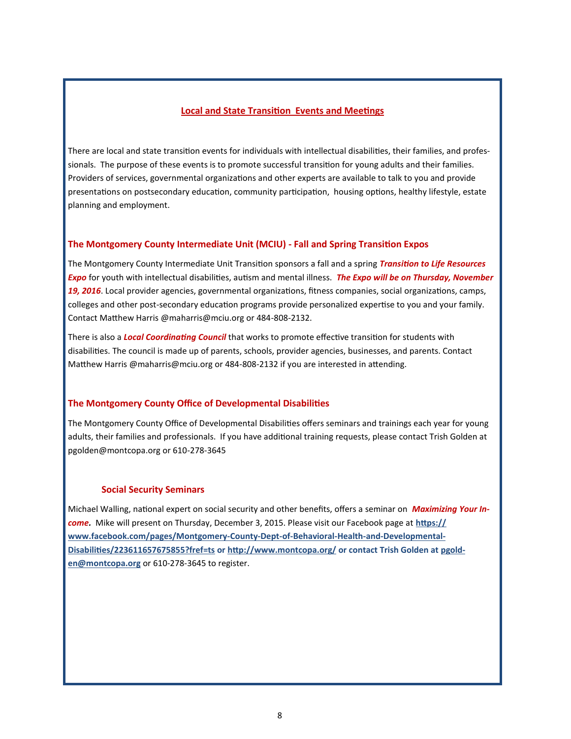## Local and State Transition Events and Meetings

There are local and state transition events for individuals with intellectual disabilities, their families, and professionals. The purpose of these events is to promote successful transition for young adults and their families. Providers of services, governmental organizations and other experts are available to talk to you and provide presentations on postsecondary education, community participation, housing options, healthy lifestyle, estate planning and employment.

### The Montgomery County Intermediate Unit (MCIU) - Fall and Spring Transition Expos

The Montgomery County Intermediate Unit Transition sponsors a fall and a spring ***Transition to Life Resources Expo*** for youth with intellectual disabilities, autism and mental illness. ***The Expo will be on Thursday, November 19, 2016***. Local provider agencies, governmental organizations, fitness companies, social organizations, camps, colleges and other post-secondary education programs provide personalized expertise to you and your family. Contact Matthew Harris @maharris@mciu.org or 484-808-2132.

There is also a ***Local Coordinating Council*** that works to promote effective transition for students with disabilities. The council is made up of parents, schools, provider agencies, businesses, and parents. Contact Matthew Harris @maharris@mciu.org or 484-808-2132 if you are interested in attending.

### The Montgomery County Office of Developmental Disabilities

The Montgomery County Office of Developmental Disabilities offers seminars and trainings each year for young adults, their families and professionals. If you have additional training requests, please contact Trish Golden at pgolden@montcopa.org or 610-278-3645

### Social Security Seminars

Michael Walling, national expert on social security and other benefits, offers a seminar on ***Maximizing Your Income.*** Mike will present on Thursday, December 3, 2015. Please visit our Facebook page at **https://www.facebook.com/pages/Montgomery-County-Dept-of-Behavioral-Health-and-Developmental-Disabilities/223611657675855?fref=ts or http://www.montcopa.org/ or contact Trish Golden at pgolden@montcopa.org** or 610-278-3645 to register.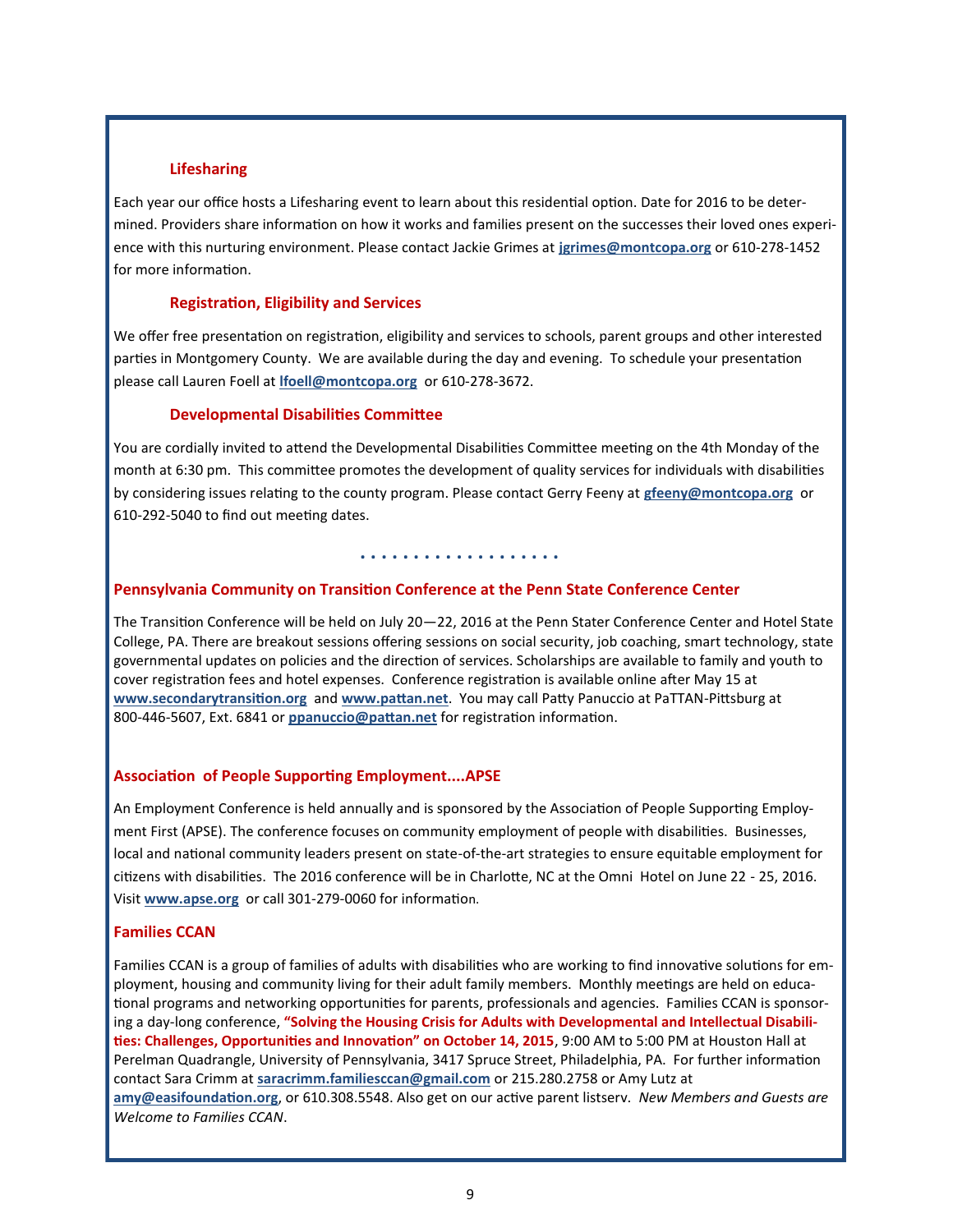### Lifesharing

Each year our office hosts a Lifesharing event to learn about this residential option. Date for 2016 to be determined. Providers share information on how it works and families present on the successes their loved ones experience with this nurturing environment. Please contact Jackie Grimes at **jgrimes@montcopa.org** or 610-278-1452 for more information.

### Registration, Eligibility and Services

We offer free presentation on registration, eligibility and services to schools, parent groups and other interested parties in Montgomery County. We are available during the day and evening. To schedule your presentation please call Lauren Foell at **lfoell@montcopa.org** or 610-278-3672.

### Developmental Disabilities Committee

You are cordially invited to attend the Developmental Disabilities Committee meeting on the 4th Monday of the month at 6:30 pm. This committee promotes the development of quality services for individuals with disabilities by considering issues relating to the county program. Please contact Gerry Feeny at **gfeeny@montcopa.org** or 610-292-5040 to find out meeting dates.

. . . . . . . . . . . . . . . . . .

### Pennsylvania Community on Transition Conference at the Penn State Conference Center

The Transition Conference will be held on July 20—22, 2016 at the Penn Stater Conference Center and Hotel State College, PA. There are breakout sessions offering sessions on social security, job coaching, smart technology, state governmental updates on policies and the direction of services. Scholarships are available to family and youth to cover registration fees and hotel expenses. Conference registration is available online after May 15 at **www.secondarytransition.org** and **www.pattan.net**. You may call Patty Panuccio at PaTTAN-Pittsburg at 800-446-5607, Ext. 6841 or **ppanuccio@pattan.net** for registration information.

### Association of People Supporting Employment....APSE

An Employment Conference is held annually and is sponsored by the Association of People Supporting Employment First (APSE). The conference focuses on community employment of people with disabilities. Businesses, local and national community leaders present on state-of-the-art strategies to ensure equitable employment for citizens with disabilities. The 2016 conference will be in Charlotte, NC at the Omni Hotel on June 22 - 25, 2016. Visit **www.apse.org** or call 301-279-0060 for information.

### Families CCAN

Families CCAN is a group of families of adults with disabilities who are working to find innovative solutions for employment, housing and community living for their adult family members. Monthly meetings are held on educational programs and networking opportunities for parents, professionals and agencies. Families CCAN is sponsoring a day-long conference, **"Solving the Housing Crisis for Adults with Developmental and Intellectual Disabilities: Challenges, Opportunities and Innovation" on October 14, 2015**, 9:00 AM to 5:00 PM at Houston Hall at Perelman Quadrangle, University of Pennsylvania, 3417 Spruce Street, Philadelphia, PA. For further information contact Sara Crimm at **saracrimm.familiesccan@gmail.com** or 215.280.2758 or Amy Lutz at **amy@easifoundation.org**, or 610.308.5548. Also get on our active parent listserv. *New Members and Guests are Welcome to Families CCAN*.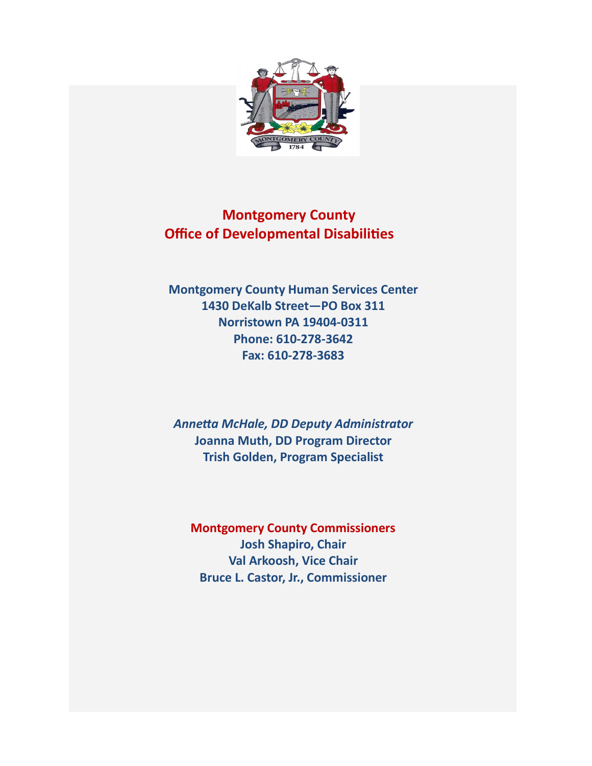# Montgomery County
# Office of Developmental Disabilities

**Montgomery County Human Services Center**
**1430 DeKalb Street—PO Box 311**
**Norristown PA 19404-0311**
**Phone: 610-278-3642**
**Fax: 610-278-3683**

***Annetta McHale, DD Deputy Administrator***
**Joanna Muth, DD Program Director**
**Trish Golden, Program Specialist**

**Montgomery County Commissioners**
**Josh Shapiro, Chair**
**Val Arkoosh, Vice Chair**
**Bruce L. Castor, Jr., Commissioner**